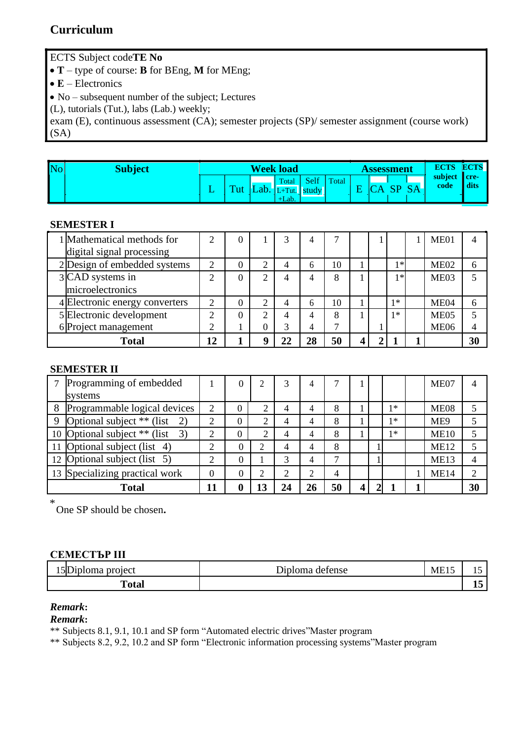# Curriculum

ECTS Subject code**TE No**
- **T** – type of course: **B** for BEng, **M** for MEng;
- **E** – Electronics
- No – subsequent number of the subject; Lectures

(L), tutorials (Tut.), labs (Lab.) weekly;
exam (E), continuous assessment (CA); semester projects (SP)/ semester assignment (course work) (SA)

| No | Subject | Week load | | | | | | Assessment | | | | ECTS subject code | ECTS cre-dits |
|---|---|---|---|---|---|---|---|---|---|---|---|---|---|
| | | L | Tut | Lab. | Total L+Tut.+Lab. | Self study | Total | E | CA | SP | SA | | |

**SEMESTER I**

| No | Subject | L | Tut | Lab. | Total L+Tut.+Lab. | Self study | Total | E | CA | SP | SA | ECTS subject code | ECTS credits |
|---|---|---|---|---|---|---|---|---|---|---|---|---|---|
| 1 | Mathematical methods for digital signal processing | 2 | 0 | 1 | 3 | 4 | 7 | | 1 | | 1 | ME01 | 4 |
| 2 | Design of embedded systems | 2 | 0 | 2 | 4 | 6 | 10 | 1 | | 1* | | ME02 | 6 |
| 3 | CAD systems in microelectronics | 2 | 0 | 2 | 4 | 4 | 8 | 1 | | 1* | | ME03 | 5 |
| 4 | Electronic energy converters | 2 | 0 | 2 | 4 | 6 | 10 | 1 | | 1* | | ME04 | 6 |
| 5 | Electronic development | 2 | 0 | 2 | 4 | 4 | 8 | 1 | | 1* | | ME05 | 5 |
| 6 | Project management | 2 | 1 | 0 | 3 | 4 | 7 | | 1 | | | ME06 | 4 |
| | **Total** | **12** | **1** | **9** | **22** | **28** | **50** | **4** | **2** | **1** | **1** | | **30** |

**SEMESTER II**

| No | Subject | L | Tut | Lab. | Total L+Tut.+Lab. | Self study | Total | E | CA | SP | SA | ECTS subject code | ECTS credits |
|---|---|---|---|---|---|---|---|---|---|---|---|---|---|
| 7 | Programming of embedded systems | 1 | 0 | 2 | 3 | 4 | 7 | 1 | | | | ME07 | 4 |
| 8 | Programmable logical devices | 2 | 0 | 2 | 4 | 4 | 8 | 1 | | 1* | | ME08 | 5 |
| 9 | Optional subject ** (list 2) | 2 | 0 | 2 | 4 | 4 | 8 | 1 | | 1* | | ME9 | 5 |
| 10 | Optional subject ** (list 3) | 2 | 0 | 2 | 4 | 4 | 8 | 1 | | 1* | | ME10 | 5 |
| 11 | Optional subject (list 4) | 2 | 0 | 2 | 4 | 4 | 8 | | 1 | | | ME12 | 5 |
| 12 | Optional subject (list 5) | 2 | 0 | 1 | 3 | 4 | 7 | | 1 | | | ME13 | 4 |
| 13 | Specializing practical work | 0 | 0 | 2 | 2 | 2 | 4 | | | | 1 | ME14 | 2 |
| | **Total** | **11** | **0** | **13** | **24** | **26** | **50** | **4** | **2** | **1** | **1** | | **30** |

[*] One SP should be chosen.

**СЕМЕСТЪР III**

| No | Subject | | ECTS subject code | ECTS credits |
|---|---|---|---|---|
| 15 | Diploma project | Diploma defense | ME15 | 15 |
| | **Total** | | | **15** |

***Remark*:**
***Remark*:**
** Subjects 8.1, 9.1, 10.1 and SP form “Automated electric drives”Master program
** Subjects 8.2, 9.2, 10.2 and SP form “Electronic information processing systems”Master program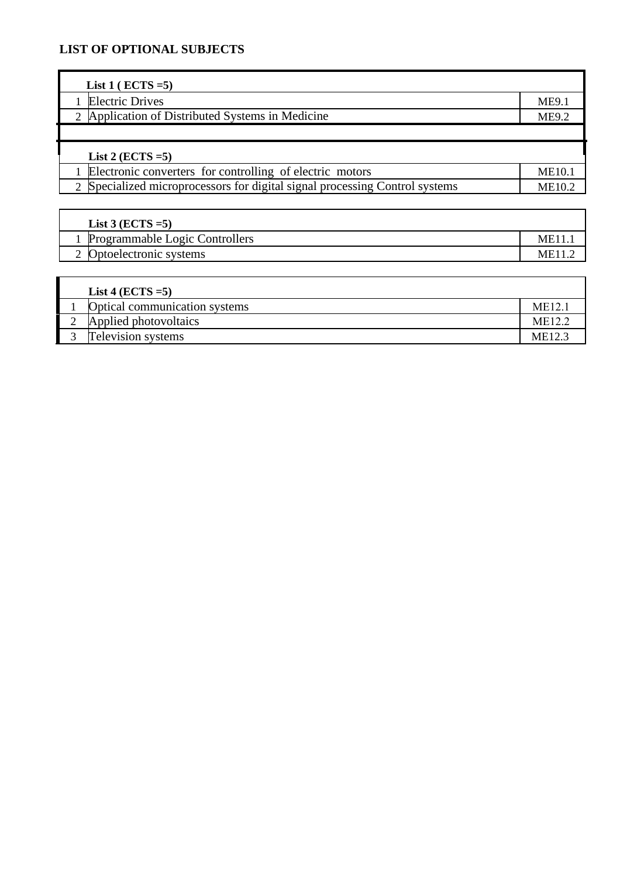**LIST OF OPTIONAL SUBJECTS**

| | **List 1 ( ECTS =5)** | |
|---|---|---|
| 1 | Electric Drives | ME9.1 |
| 2 | Application of Distributed Systems in Medicine | ME9.2 |

| | **List 2 (ECTS =5)** | |
|---|---|---|
| 1 | Electronic converters for controlling of electric motors | ME10.1 |
| 2 | Specialized microprocessors for digital signal processing Control systems | ME10.2 |

| | **List 3 (ECTS =5)** | |
|---|---|---|
| 1 | Programmable Logic Controllers | ME11.1 |
| 2 | Optoelectronic systems | ME11.2 |

| | **List 4 (ECTS =5)** | |
|---|---|---|
| 1 | Optical communication systems | ME12.1 |
| 2 | Applied photovoltaics | ME12.2 |
| 3 | Television systems | ME12.3 |